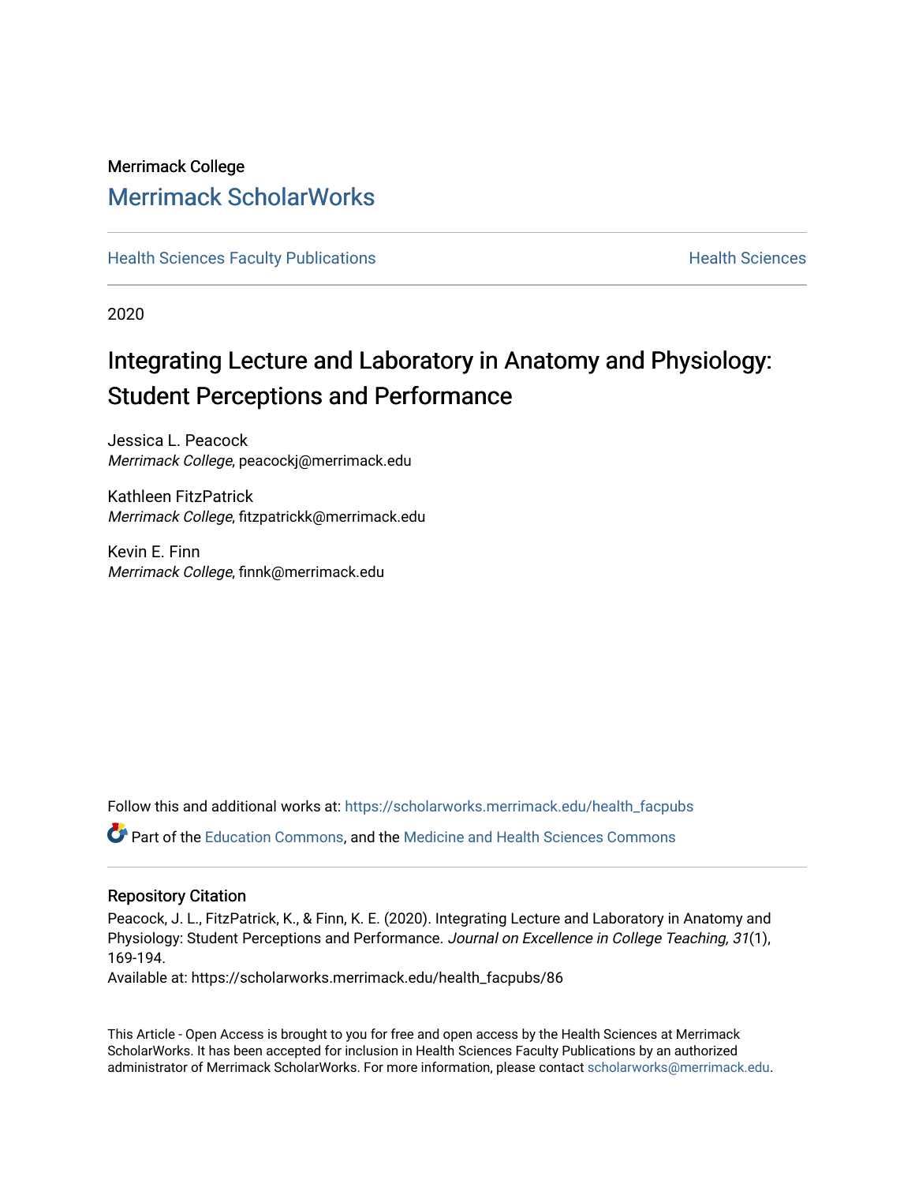Merrimack College

## Merrimack ScholarWorks

Health Sciences Faculty Publications | Health Sciences

2020

# Integrating Lecture and Laboratory in Anatomy and Physiology: Student Perceptions and Performance

Jessica L. Peacock
*Merrimack College*, peacockj@merrimack.edu

Kathleen FitzPatrick
*Merrimack College*, fitzpatrickk@merrimack.edu

Kevin E. Finn
*Merrimack College*, finnk@merrimack.edu

Follow this and additional works at: https://scholarworks.merrimack.edu/health_facpubs

Part of the Education Commons, and the Medicine and Health Sciences Commons

### Repository Citation

Peacock, J. L., FitzPatrick, K., & Finn, K. E. (2020). Integrating Lecture and Laboratory in Anatomy and Physiology: Student Perceptions and Performance. *Journal on Excellence in College Teaching, 31*(1), 169-194.

Available at: https://scholarworks.merrimack.edu/health_facpubs/86

This Article - Open Access is brought to you for free and open access by the Health Sciences at Merrimack ScholarWorks. It has been accepted for inclusion in Health Sciences Faculty Publications by an authorized administrator of Merrimack ScholarWorks. For more information, please contact scholarworks@merrimack.edu.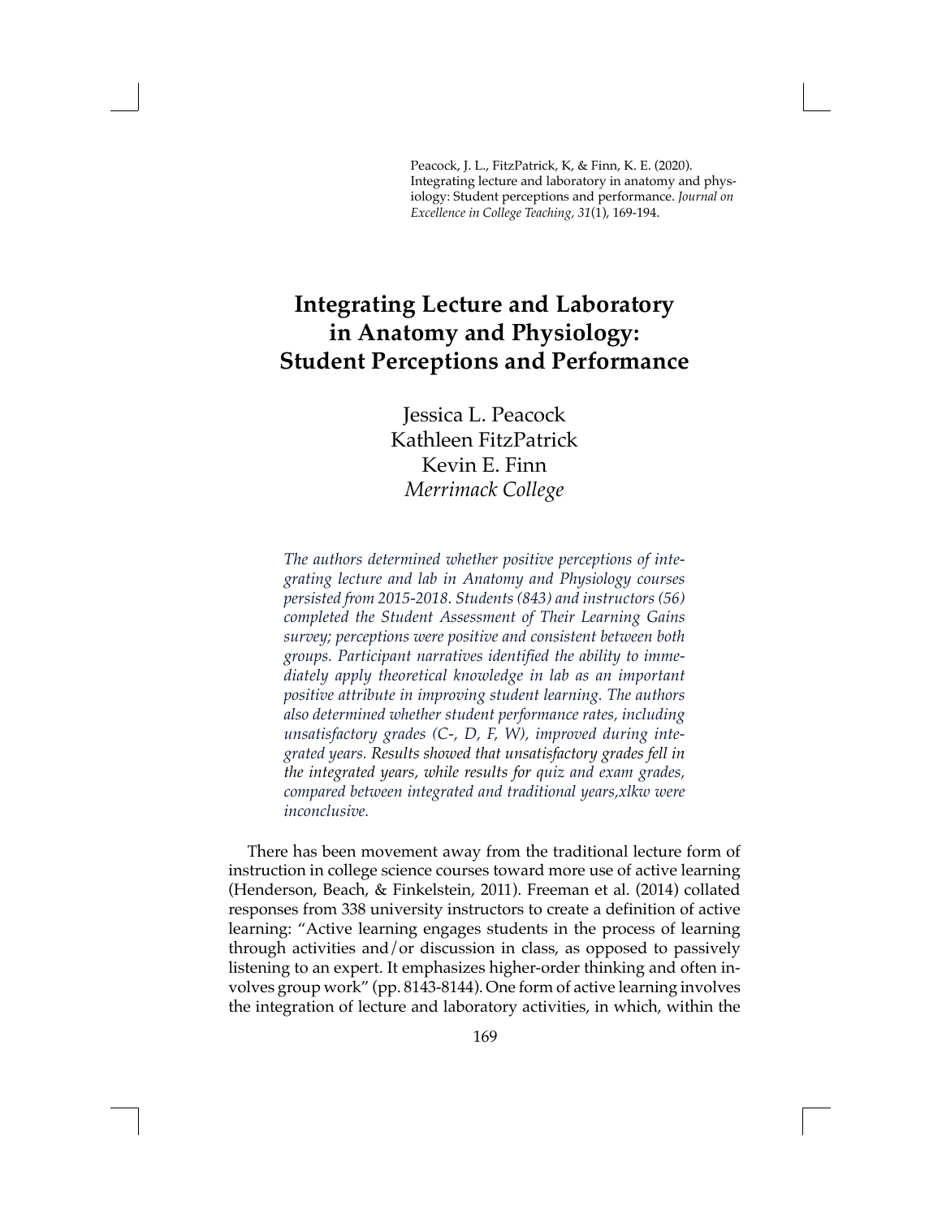Peacock, J. L., FitzPatrick, K, & Finn, K. E. (2020). Integrating lecture and laboratory in anatomy and physiology: Student perceptions and performance. *Journal on Excellence in College Teaching, 31*(1), 169-194.

# Integrating Lecture and Laboratory in Anatomy and Physiology: Student Perceptions and Performance

Jessica L. Peacock
Kathleen FitzPatrick
Kevin E. Finn
*Merrimack College*

*The authors determined whether positive perceptions of integrating lecture and lab in Anatomy and Physiology courses persisted from 2015-2018. Students (843) and instructors (56) completed the Student Assessment of Their Learning Gains survey; perceptions were positive and consistent between both groups. Participant narratives identified the ability to immediately apply theoretical knowledge in lab as an important positive attribute in improving student learning. The authors also determined whether student performance rates, including unsatisfactory grades (C-, D, F, W), improved during integrated years. Results showed that unsatisfactory grades fell in the integrated years, while results for quiz and exam grades, compared between integrated and traditional years,xlkw were inconclusive.*

There has been movement away from the traditional lecture form of instruction in college science courses toward more use of active learning (Henderson, Beach, & Finkelstein, 2011). Freeman et al. (2014) collated responses from 338 university instructors to create a definition of active learning: "Active learning engages students in the process of learning through activities and/or discussion in class, as opposed to passively listening to an expert. It emphasizes higher-order thinking and often involves group work" (pp. 8143-8144). One form of active learning involves the integration of lecture and laboratory activities, in which, within the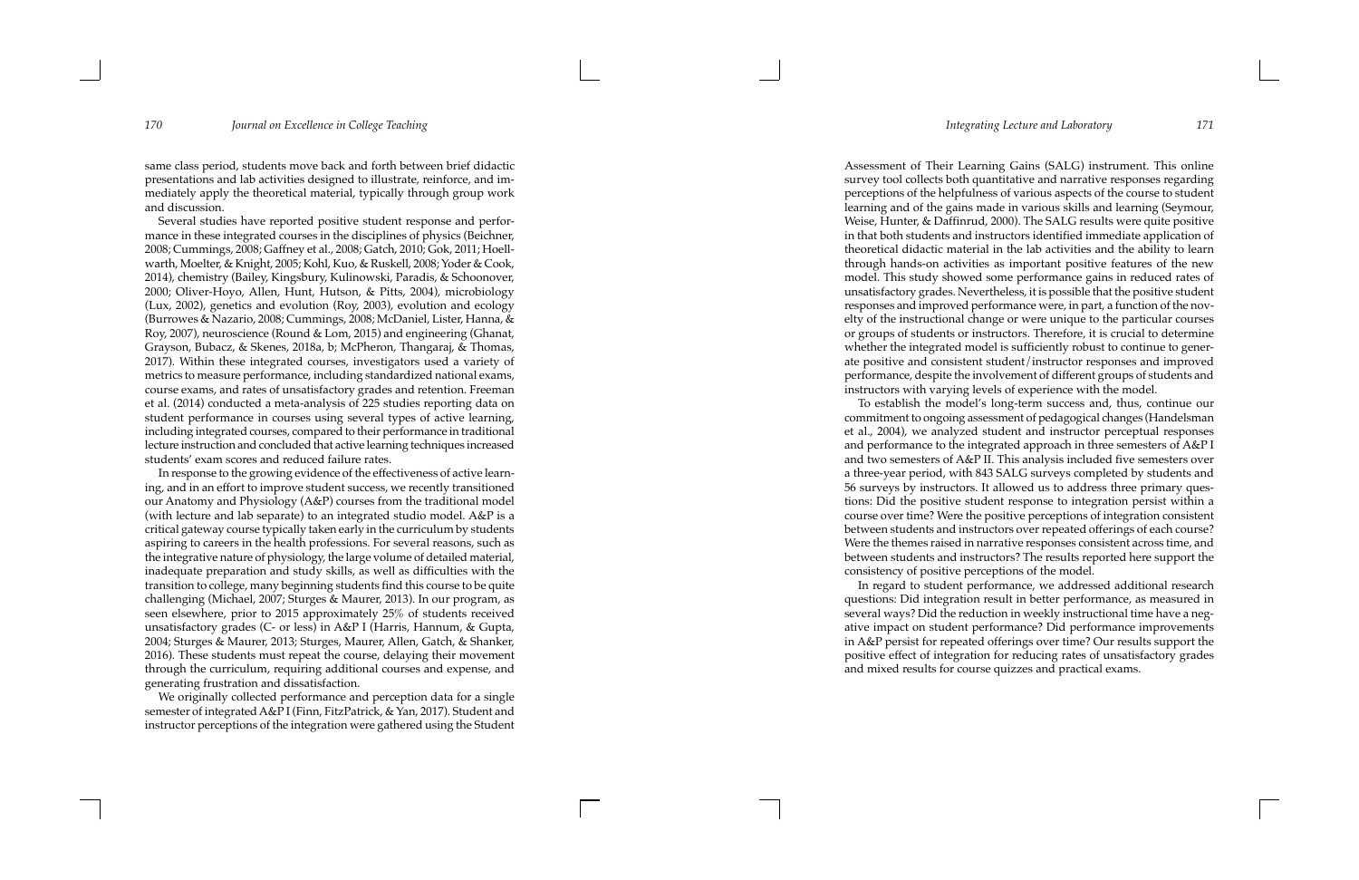same class period, students move back and forth between brief didactic presentations and lab activities designed to illustrate, reinforce, and immediately apply the theoretical material, typically through group work and discussion.

Several studies have reported positive student response and performance in these integrated courses in the disciplines of physics (Beichner, 2008; Cummings, 2008; Gaffney et al., 2008; Gatch, 2010; Gok, 2011; Hoellwarth, Moelter, & Knight, 2005; Kohl, Kuo, & Ruskell, 2008; Yoder & Cook, 2014), chemistry (Bailey, Kingsbury, Kulinowski, Paradis, & Schoonover, 2000; Oliver-Hoyo, Allen, Hunt, Hutson, & Pitts, 2004), microbiology (Lux, 2002), genetics and evolution (Roy, 2003), evolution and ecology (Burrowes & Nazario, 2008; Cummings, 2008; McDaniel, Lister, Hanna, & Roy, 2007), neuroscience (Round & Lom, 2015) and engineering (Ghanat, Grayson, Bubacz, & Skenes, 2018a, b; McPheron, Thangaraj, & Thomas, 2017). Within these integrated courses, investigators used a variety of metrics to measure performance, including standardized national exams, course exams, and rates of unsatisfactory grades and retention. Freeman et al. (2014) conducted a meta-analysis of 225 studies reporting data on student performance in courses using several types of active learning, including integrated courses, compared to their performance in traditional lecture instruction and concluded that active learning techniques increased students' exam scores and reduced failure rates.

In response to the growing evidence of the effectiveness of active learning, and in an effort to improve student success, we recently transitioned our Anatomy and Physiology (A&P) courses from the traditional model (with lecture and lab separate) to an integrated studio model. A&P is a critical gateway course typically taken early in the curriculum by students aspiring to careers in the health professions. For several reasons, such as the integrative nature of physiology, the large volume of detailed material, inadequate preparation and study skills, as well as difficulties with the transition to college, many beginning students find this course to be quite challenging (Michael, 2007; Sturges & Maurer, 2013). In our program, as seen elsewhere, prior to 2015 approximately 25% of students received unsatisfactory grades (C- or less) in A&P I (Harris, Hannum, & Gupta, 2004; Sturges & Maurer, 2013; Sturges, Maurer, Allen, Gatch, & Shanker, 2016). These students must repeat the course, delaying their movement through the curriculum, requiring additional courses and expense, and generating frustration and dissatisfaction.

We originally collected performance and perception data for a single semester of integrated A&P I (Finn, FitzPatrick, & Yan, 2017). Student and instructor perceptions of the integration were gathered using the Student Assessment of Their Learning Gains (SALG) instrument. This online survey tool collects both quantitative and narrative responses regarding perceptions of the helpfulness of various aspects of the course to student learning and of the gains made in various skills and learning (Seymour, Weise, Hunter, & Daffinrud, 2000). The SALG results were quite positive in that both students and instructors identified immediate application of theoretical didactic material in the lab activities and the ability to learn through hands-on activities as important positive features of the new model. This study showed some performance gains in reduced rates of unsatisfactory grades. Nevertheless, it is possible that the positive student responses and improved performance were, in part, a function of the novelty of the instructional change or were unique to the particular courses or groups of students or instructors. Therefore, it is crucial to determine whether the integrated model is sufficiently robust to continue to generate positive and consistent student/instructor responses and improved performance, despite the involvement of different groups of students and instructors with varying levels of experience with the model.

To establish the model's long-term success and, thus, continue our commitment to ongoing assessment of pedagogical changes (Handelsman et al., 2004), we analyzed student and instructor perceptual responses and performance to the integrated approach in three semesters of A&P I and two semesters of A&P II. This analysis included five semesters over a three-year period, with 843 SALG surveys completed by students and 56 surveys by instructors. It allowed us to address three primary questions: Did the positive student response to integration persist within a course over time? Were the positive perceptions of integration consistent between students and instructors over repeated offerings of each course? Were the themes raised in narrative responses consistent across time, and between students and instructors? The results reported here support the consistency of positive perceptions of the model.

In regard to student performance, we addressed additional research questions: Did integration result in better performance, as measured in several ways? Did the reduction in weekly instructional time have a negative impact on student performance? Did performance improvements in A&P persist for repeated offerings over time? Our results support the positive effect of integration for reducing rates of unsatisfactory grades and mixed results for course quizzes and practical exams.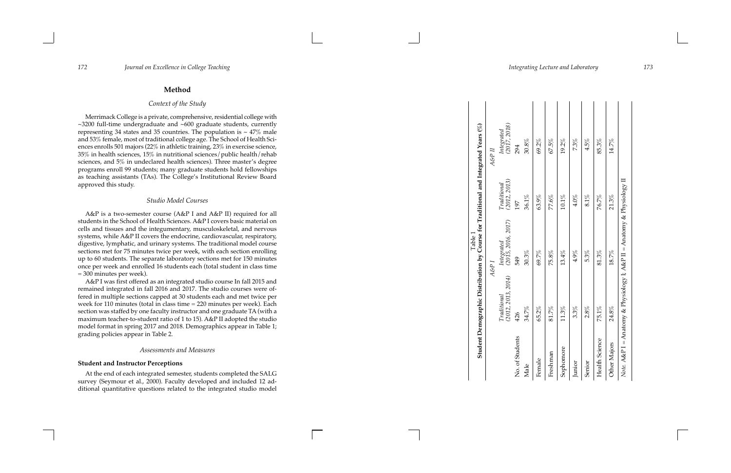## Method

### Context of the Study

Merrimack College is a private, comprehensive, residential college with ~3200 full-time undergraduate and ~600 graduate students, currently representing 34 states and 35 countries. The population is ~ 47% male and 53% female, most of traditional college age. The School of Health Sciences enrolls 501 majors (22% in athletic training, 23% in exercise science, 35% in health sciences, 15% in nutritional sciences/public health/rehab sciences, and 5% in undeclared health sciences). Three master's degree programs enroll 99 students; many graduate students hold fellowships as teaching assistants (TAs). The College's Institutional Review Board approved this study.

### Studio Model Courses

A&P is a two-semester course (A&P I and A&P II) required for all students in the School of Health Sciences. A&P I covers basic material on cells and tissues and the integumentary, musculoskeletal, and nervous systems, while A&P II covers the endocrine, cardiovascular, respiratory, digestive, lymphatic, and urinary systems. The traditional model course sections met for 75 minutes twice per week, with each section enrolling up to 60 students. The separate laboratory sections met for 150 minutes once per week and enrolled 16 students each (total student in class time = 300 minutes per week).

A&P I was first offered as an integrated studio course In fall 2015 and remained integrated in fall 2016 and 2017. The studio courses were offered in multiple sections capped at 30 students each and met twice per week for 110 minutes (total in class time = 220 minutes per week). Each section was staffed by one faculty instructor and one graduate TA (with a maximum teacher-to-student ratio of 1 to 15). A&P II adopted the studio model format in spring 2017 and 2018. Demographics appear in Table 1; grading policies appear in Table 2.

### Assessments and Measures

**Student and Instructor Perceptions**

At the end of each integrated semester, students completed the SALG survey (Seymour et al., 2000). Faculty developed and included 12 additional quantitative questions related to the integrated studio model

Table 1
**Student Demographic Distribution by Course for Traditional and Integrated Years (%)**

| | *A&P I* | | *A&P II* | |
|---|---|---|---|---|
| | *Traditional (2012, 2013, 2014)* | *Integrated (2015, 2016, 2017)* | *Traditional (2012, 2013)* | *Integrated (2017, 2018)* |
| No. of Students | 426 | 549 | 197 | 294 |
| Male | 34.7% | 30.3% | 36.1% | 30.8% |
| Female | 65.2% | 69.7% | 63.9% | 69.2% |
| Freshman | 81.7% | 75.8% | 77.6% | 67.5% |
| Sophomore | 11.3% | 13.4% | 10.1% | 19.2% |
| Junior | 3.3% | 4.9% | 4.0% | 7.3% |
| Senior | 2.8% | 5.3% | 8.1% | 4.5% |
| Health Science | 75.1% | 81.3% | 76.7% | 85.3% |
| Other Majors | 24.8% | 18.7% | 21.3% | 14.7% |

*Note.* A&P I = Anatomy & Physiology I; A&P II = Anatomy & Physiology II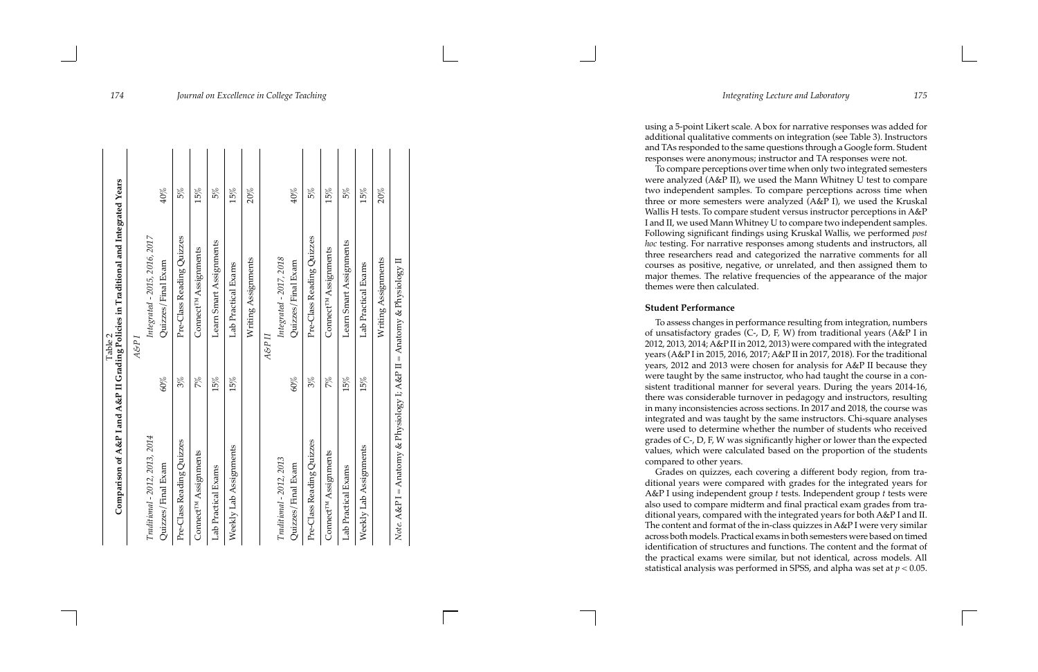Table 2
**Comparison of A&P I and A&P II Grading Policies in Traditional and Integrated Years**

| | | | |
|---|---|---|---|
| | *A&P I* | | |
| *Traditional - 2012, 2013, 2014* | | *Integrated - 2015, 2016, 2017* | |
| Quizzes/Final Exam | 60% | Quizzes/Final Exam | 40% |
| Pre-Class Reading Quizzes | 3% | Pre-Class Reading Quizzes | 5% |
| Connect™ Assignments | 7% | Connect™ Assignments | 15% |
| Lab Practical Exams | 15% | Learn Smart Assignments | 5% |
| Weekly Lab Assignments | 15% | Lab Practical Exams | 15% |
| | | Writing Assignments | 20% |
| | *A&P II* | | |
| *Traditional - 2012, 2013* | | *Integrated - 2017, 2018* | |
| Quizzes/Final Exam | 60% | Quizzes/Final Exam | 40% |
| Pre-Class Reading Quizzes | 3% | Pre-Class Reading Quizzes | 5% |
| Connect™ Assignments | 7% | Connect™ Assignments | 15% |
| Lab Practical Exams | 15% | Learn Smart Assignments | 5% |
| Weekly Lab Assignments | 15% | Lab Practical Exams | 15% |
| | | Writing Assignments | 20% |

*Note.* A&P I = Anatomy & Physiology I; A&P II = Anatomy & Physiology II

using a 5-point Likert scale. A box for narrative responses was added for additional qualitative comments on integration (see Table 3). Instructors and TAs responded to the same questions through a Google form. Student responses were anonymous; instructor and TA responses were not.

To compare perceptions over time when only two integrated semesters were analyzed (A&P II), we used the Mann Whitney U test to compare two independent samples. To compare perceptions across time when three or more semesters were analyzed (A&P I), we used the Kruskal Wallis H tests. To compare student versus instructor perceptions in A&P I and II, we used Mann Whitney U to compare two independent samples. Following significant findings using Kruskal Wallis, we performed *post hoc* testing. For narrative responses among students and instructors, all three researchers read and categorized the narrative comments for all courses as positive, negative, or unrelated, and then assigned them to major themes. The relative frequencies of the appearance of the major themes were then calculated.

### Student Performance

To assess changes in performance resulting from integration, numbers of unsatisfactory grades (C-, D, F, W) from traditional years (A&P I in 2012, 2013, 2014; A&P II in 2012, 2013) were compared with the integrated years (A&P I in 2015, 2016, 2017; A&P II in 2017, 2018). For the traditional years, 2012 and 2013 were chosen for analysis for A&P II because they were taught by the same instructor, who had taught the course in a consistent traditional manner for several years. During the years 2014-16, there was considerable turnover in pedagogy and instructors, resulting in many inconsistencies across sections. In 2017 and 2018, the course was integrated and was taught by the same instructors. Chi-square analyses were used to determine whether the number of students who received grades of C-, D, F, W was significantly higher or lower than the expected values, which were calculated based on the proportion of the students compared to other years.

Grades on quizzes, each covering a different body region, from traditional years were compared with grades for the integrated years for A&P I using independent group *t* tests. Independent group *t* tests were also used to compare midterm and final practical exam grades from traditional years, compared with the integrated years for both A&P I and II. The content and format of the in-class quizzes in A&P I were very similar across both models. Practical exams in both semesters were based on timed identification of structures and functions. The content and the format of the practical exams were similar, but not identical, across models. All statistical analysis was performed in SPSS, and alpha was set at $p < 0.05$.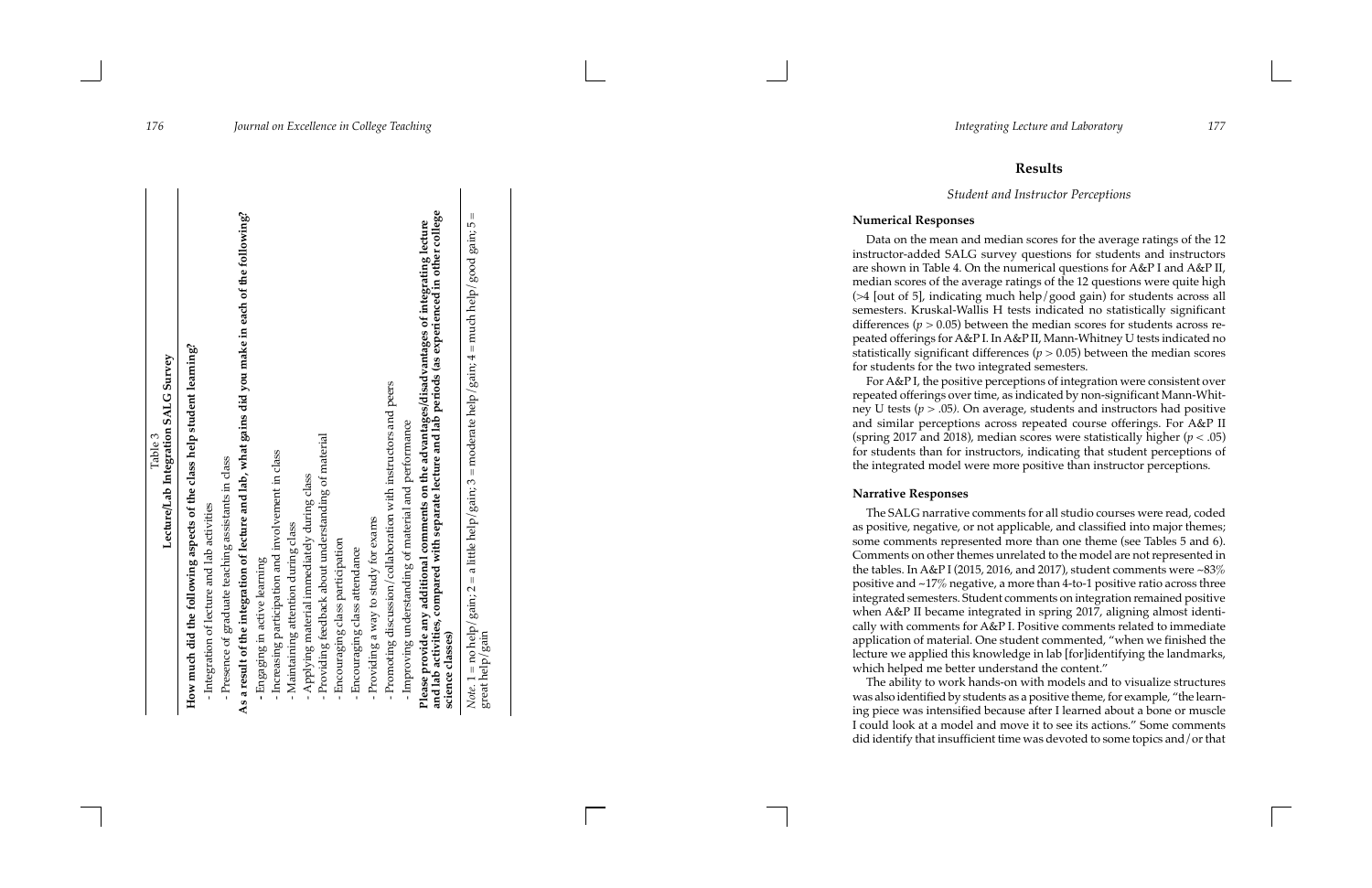Table 3

**Lecture/Lab Integration SALG Survey**

| |
|---|
| **How much did the following aspects of the class help student learning?** |
| - Integration of lecture and lab activities |
| - Presence of graduate teaching assistants in class |
| **As a result of the integration of lecture and lab, what gains did you make in each of the following?** |
| - Engaging in active learning |
| - Increasing participation and involvement in class |
| - Maintaining attention during class |
| - Applying material immediately during class |
| - Providing feedback about understanding of material |
| - Encouraging class participation |
| - Encouraging class attendance |
| - Providing a way to study for exams |
| - Promoting discussion/collaboration with instructors and peers |
| - Improving understanding of material and performance |
| **Please provide any additional comments on the advantages/disadvantages of integrating lecture and lab activities, compared with separate lecture and lab periods (as experienced in other college science classes)** |

*Note.* 1 = no help/gain; 2 = a little help/gain; 3 = moderate help/gain; 4 = much help/good gain; 5 = great help/gain

# Results

## *Student and Instructor Perceptions*

### Numerical Responses

Data on the mean and median scores for the average ratings of the 12 instructor-added SALG survey questions for students and instructors are shown in Table 4. On the numerical questions for A&P I and A&P II, median scores of the average ratings of the 12 questions were quite high (>4 [out of 5], indicating much help/good gain) for students across all semesters. Kruskal-Wallis H tests indicated no statistically significant differences ($p > 0.05$) between the median scores for students across repeated offerings for A&P I. In A&P II, Mann-Whitney U tests indicated no statistically significant differences ($p > 0.05$) between the median scores for students for the two integrated semesters.

For A&P I, the positive perceptions of integration were consistent over repeated offerings over time, as indicated by non-significant Mann-Whitney U tests ($p > .05$). On average, students and instructors had positive and similar perceptions across repeated course offerings. For A&P II (spring 2017 and 2018), median scores were statistically higher ($p < .05$) for students than for instructors, indicating that student perceptions of the integrated model were more positive than instructor perceptions.

### Narrative Responses

The SALG narrative comments for all studio courses were read, coded as positive, negative, or not applicable, and classified into major themes; some comments represented more than one theme (see Tables 5 and 6). Comments on other themes unrelated to the model are not represented in the tables. In A&P I (2015, 2016, and 2017), student comments were ~83% positive and ~17% negative, a more than 4-to-1 positive ratio across three integrated semesters. Student comments on integration remained positive when A&P II became integrated in spring 2017, aligning almost identically with comments for A&P I. Positive comments related to immediate application of material. One student commented, "when we finished the lecture we applied this knowledge in lab [for]identifying the landmarks, which helped me better understand the content."

The ability to work hands-on with models and to visualize structures was also identified by students as a positive theme, for example, "the learning piece was intensified because after I learned about a bone or muscle I could look at a model and move it to see its actions." Some comments did identify that insufficient time was devoted to some topics and/or that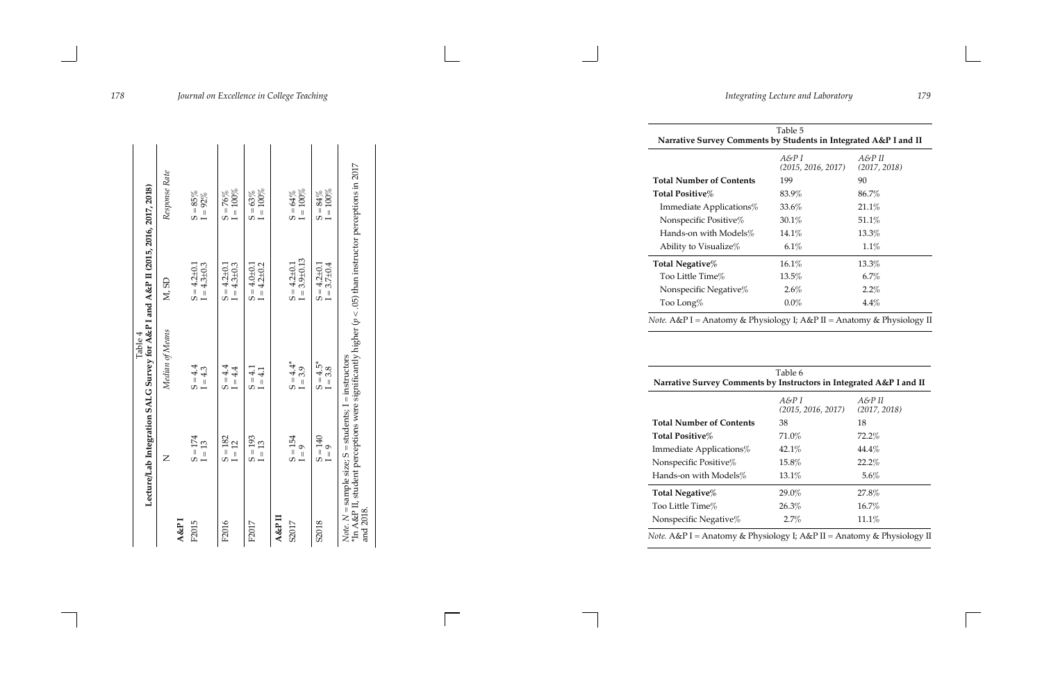Table 4
**Lecture/Lab Integration SALG Survey for A&P I and A&P II (2015, 2016, 2017, 2018)**

| | N | *Median of Means* | M, SD | *Response Rate* |
|---|---|---|---|---|
| **A&P I** | | | | |
| F2015 | S = 174<br>I = 13 | S = 4.4<br>I = 4.3 | S = 4.2±0.1<br>I = 4.3±0.3 | S = 85%<br>I = 92% |
| F2016 | S = 182<br>I = 12 | S = 4.4<br>I = 4.4 | S = 4.2±0.1<br>I = 4.3±0.3 | S = 76%<br>I = 100% |
| F2017 | S = 193<br>I = 13 | S = 4.1<br>I = 4.1 | S = 4.0±0.1<br>I = 4.2±0.2 | S = 63%<br>I = 100% |
| **A&P II** | | | | |
| S2017 | S = 154<br>I = 9 | S = 4.4*<br>I = 3.9 | S = 4.2±0.1<br>I = 3.9±0.13 | S = 64%<br>I = 100% |
| S2018 | S = 140<br>I = 9 | S = 4.5*<br>I = 3.8 | S = 4.2±0.1<br>I = 3.7±0.4 | S = 84%<br>I = 100% |

*Note.* $N$ = sample size; S = students; I = instructors
*In A&P II, student perceptions were significantly higher ($p < .05$) than instructor perceptions in 2017 and 2018.

Table 5
**Narrative Survey Comments by Students in Integrated A&P I and II**

| | *A&P I (2015, 2016, 2017)* | *A&P II (2017, 2018)* |
|---|---|---|
| **Total Number of Contents** | 199 | 90 |
| **Total Positive%** | 83.9% | 86.7% |
| Immediate Applications% | 33.6% | 21.1% |
| Nonspecific Positive% | 30.1% | 51.1% |
| Hands-on with Models% | 14.1% | 13.3% |
| Ability to Visualize% | 6.1% | 1.1% |
| **Total Negative%** | 16.1% | 13.3% |
| Too Little Time% | 13.5% | 6.7% |
| Nonspecific Negative% | 2.6% | 2.2% |
| Too Long% | 0.0% | 4.4% |

*Note.* A&P I = Anatomy & Physiology I; A&P II = Anatomy & Physiology II

Table 6
**Narrative Survey Comments by Instructors in Integrated A&P I and II**

| | *A&P I (2015, 2016, 2017)* | *A&P II (2017, 2018)* |
|---|---|---|
| **Total Number of Contents** | 38 | 18 |
| **Total Positive%** | 71.0% | 72.2% |
| Immediate Applications% | 42.1% | 44.4% |
| Nonspecific Positive% | 15.8% | 22.2% |
| Hands-on with Models% | 13.1% | 5.6% |
| **Total Negative%** | 29.0% | 27.8% |
| Too Little Time% | 26.3% | 16.7% |
| Nonspecific Negative% | 2.7% | 11.1% |

*Note.* A&P I = Anatomy & Physiology I; A&P II = Anatomy & Physiology II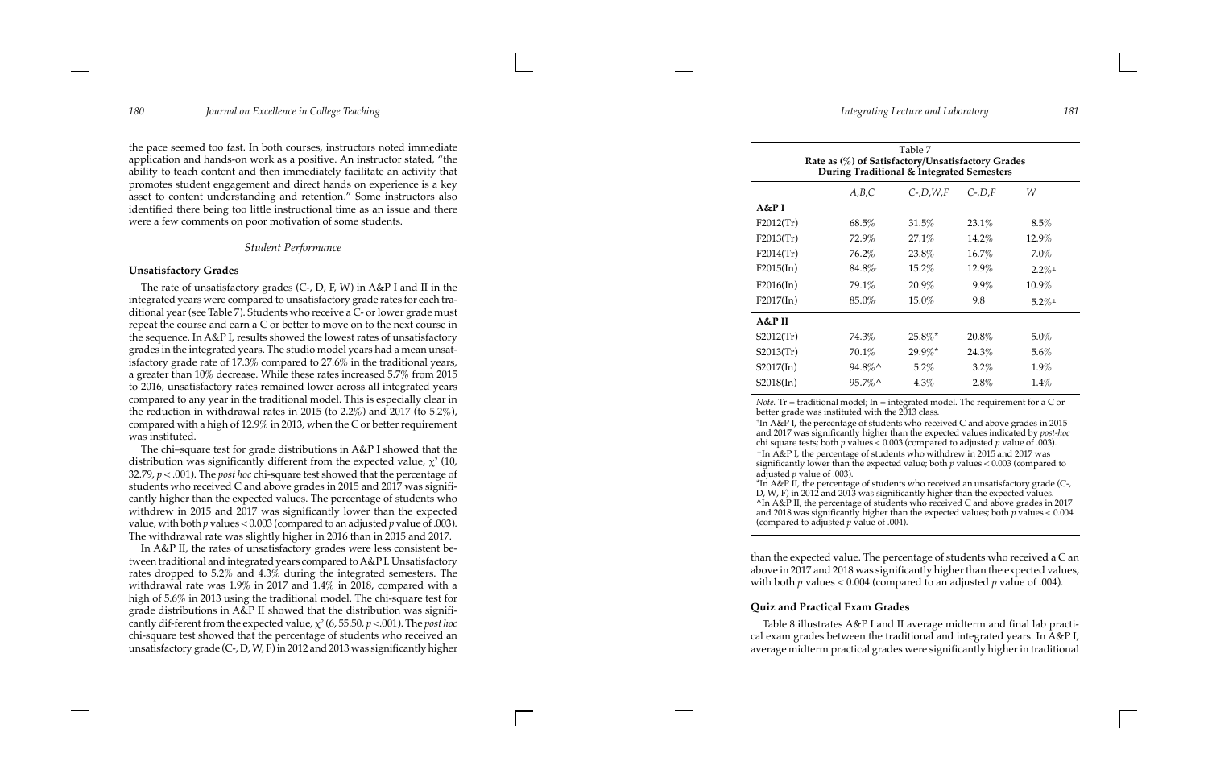the pace seemed too fast. In both courses, instructors noted immediate application and hands-on work as a positive. An instructor stated, "the ability to teach content and then immediately facilitate an activity that promotes student engagement and direct hands on experience is a key asset to content understanding and retention." Some instructors also identified there being too little instructional time as an issue and there were a few comments on poor motivation of some students.

### *Student Performance*

#### Unsatisfactory Grades

The rate of unsatisfactory grades (C-, D, F, W) in A&P I and II in the integrated years were compared to unsatisfactory grade rates for each traditional year (see Table 7). Students who receive a C- or lower grade must repeat the course and earn a C or better to move on to the next course in the sequence. In A&P I, results showed the lowest rates of unsatisfactory grades in the integrated years. The studio model years had a mean unsatisfactory grade rate of 17.3% compared to 27.6% in the traditional years, a greater than 10% decrease. While these rates increased 5.7% from 2015 to 2016, unsatisfactory rates remained lower across all integrated years compared to any year in the traditional model. This is especially clear in the reduction in withdrawal rates in 2015 (to 2.2%) and 2017 (to 5.2%), compared with a high of 12.9% in 2013, when the C or better requirement was instituted.

The chi–square test for grade distributions in A&P I showed that the distribution was significantly different from the expected value, $\chi^2$ (10, 32.79, $p < .001$). The *post hoc* chi-square test showed that the percentage of students who received C and above grades in 2015 and 2017 was significantly higher than the expected values. The percentage of students who withdrew in 2015 and 2017 was significantly lower than the expected value, with both $p$ values < 0.003 (compared to an adjusted $p$ value of .003). The withdrawal rate was slightly higher in 2016 than in 2015 and 2017.

In A&P II, the rates of unsatisfactory grades were less consistent between traditional and integrated years compared to A&P I. Unsatisfactory rates dropped to 5.2% and 4.3% during the integrated semesters. The withdrawal rate was 1.9% in 2017 and 1.4% in 2018, compared with a high of 5.6% in 2013 using the traditional model. The chi-square test for grade distributions in A&P II showed that the distribution was significantly dif-ferent from the expected value, $\chi^2$ (6, 55.50, $p < .001$). The *post hoc* chi-square test showed that the percentage of students who received an unsatisfactory grade (C-, D, W, F) in 2012 and 2013 was significantly higher than the expected value. The percentage of students who received a C and above in 2017 and 2018 was significantly higher than the expected values, with both $p$ values < 0.004 (compared to an adjusted $p$ value of .004).

Table 7
**Rate as (%) of Satisfactory/Unsatisfactory Grades During Traditional & Integrated Semesters**

| | *A,B,C* | *C-,D,W,F* | *C-,D,F* | *W* |
|---|---|---|---|---|
| **A&P I** | | | | |
| F2012(Tr) | 68.5% | 31.5% | 23.1% | 8.5% |
| F2013(Tr) | 72.9% | 27.1% | 14.2% | 12.9% |
| F2014(Tr) | 76.2% | 23.8% | 16.7% | 7.0% |
| F2015(In) | 84.8%[+] | 15.2% | 12.9% | 2.2%[++] |
| F2016(In) | 79.1% | 20.9% | 9.9% | 10.9% |
| F2017(In) | 85.0%[+] | 15.0% | 9.8 | 5.2%[++] |
| **A&P II** | | | | |
| S2012(Tr) | 74.3% | 25.8%* | 20.8% | 5.0% |
| S2013(Tr) | 70.1% | 29.9%* | 24.3% | 5.6% |
| S2017(In) | 94.8%^ | 5.2% | 3.2% | 1.9% |
| S2018(In) | 95.7%^ | 4.3% | 2.8% | 1.4% |

*Note.* Tr = traditional model; In = integrated model. The requirement for a C or better grade was instituted with the 2013 class.
[+]In A&P I, the percentage of students who received C and above grades in 2015 and 2017 was significantly higher than the expected values indicated by *post-hoc* chi square tests; both $p$ values < 0.003 (compared to adjusted $p$ value of .003).
[++]In A&P I, the percentage of students who withdrew in 2015 and 2017 was significantly lower than the expected value; both $p$ values < 0.003 (compared to adjusted $p$ value of .003).
*In A&P II, the percentage of students who received an unsatisfactory grade (C-, D, W, F) in 2012 and 2013 was significantly higher than the expected values.
^In A&P II, the percentage of students who received C and above grades in 2017 and 2018 was significantly higher than the expected values; both $p$ values < 0.004 (compared to adjusted $p$ value of .004).

#### Quiz and Practical Exam Grades

Table 8 illustrates A&P I and II average midterm and final lab practical exam grades between the traditional and integrated years. In A&P I, average midterm practical grades were significantly higher in traditional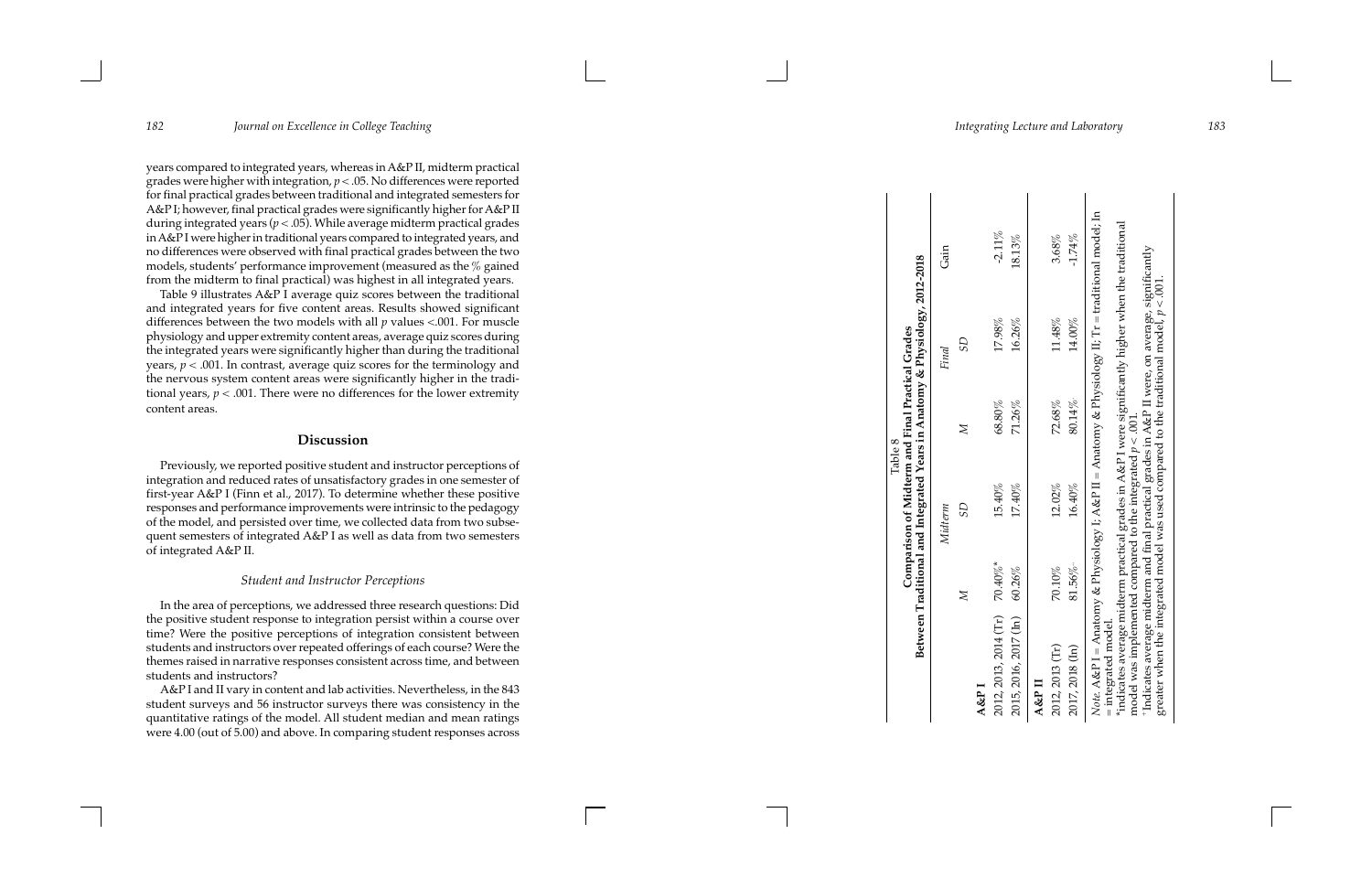years compared to integrated years, whereas in A&P II, midterm practical grades were higher with integration, $p < .05$. No differences were reported for final practical grades between traditional and integrated semesters for A&P I; however, final practical grades were significantly higher for A&P II during integrated years ($p < .05$). While average midterm practical grades in A&P I were higher in traditional years compared to integrated years, and no differences were observed with final practical grades between the two models, students' performance improvement (measured as the % gained from the midterm to final practical) was highest in all integrated years.

Table 9 illustrates A&P I average quiz scores between the traditional and integrated years for five content areas. Results showed significant differences between the two models with all $p$ values <.001. For muscle physiology and upper extremity content areas, average quiz scores during the integrated years were significantly higher than during the traditional years, $p < .001$. In contrast, average quiz scores for the terminology and the nervous system content areas were significantly higher in the traditional years, $p < .001$. There were no differences for the lower extremity content areas.

## Discussion

Previously, we reported positive student and instructor perceptions of integration and reduced rates of unsatisfactory grades in one semester of first-year A&P I (Finn et al., 2017). To determine whether these positive responses and performance improvements were intrinsic to the pedagogy of the model, and persisted over time, we collected data from two subsequent semesters of integrated A&P I as well as data from two semesters of integrated A&P II.

### *Student and Instructor Perceptions*

In the area of perceptions, we addressed three research questions: Did the positive student response to integration persist within a course over time? Were the positive perceptions of integration consistent between students and instructors over repeated offerings of each course? Were the themes raised in narrative responses consistent across time, and between students and instructors?

A&P I and II vary in content and lab activities. Nevertheless, in the 843 student surveys and 56 instructor surveys there was consistency in the quantitative ratings of the model. All student median and mean ratings were 4.00 (out of 5.00) and above. In comparing student responses across

Table 8
**Comparison of Midterm and Final Practical Grades Between Traditional and Integrated Years in Anatomy & Physiology, 2012-2018**

| | Midterm | | Final | | Gain |
|---|---|---|---|---|---|
| | *M* | *SD* | *M* | *SD* | |
| **A&P I** | | | | | |
| 2012, 2013, 2014 (Tr) | 70.40%* | 15.40% | 68.80% | 17.98% | -2.11% |
| 2015, 2016, 2017 (In) | 60.26% | 17.40% | 71.26% | 16.26% | 18.13% |
| **A&P II** | | | | | |
| 2012, 2013 (Tr) | 70.10% | 12.02% | 72.68% | 11.48% | 3.68% |
| 2017, 2018 (In) | 81.56%[+] | 16.40% | 80.14%[+] | 14.00% | -1.74% |

*Note.* A&P I = Anatomy & Physiology I; A&P II = Anatomy & Physiology II; Tr = traditional model; In = integrated model.

*indicates average midterm practical grades in A&P I were significantly higher when the traditional model was implemented compared to the integrated $p < .001$.

[+]Indicates average midterm and final practical grades in A&P II were, on average, significantly greater when the integrated model was used compared to the traditional model, $p < .001$.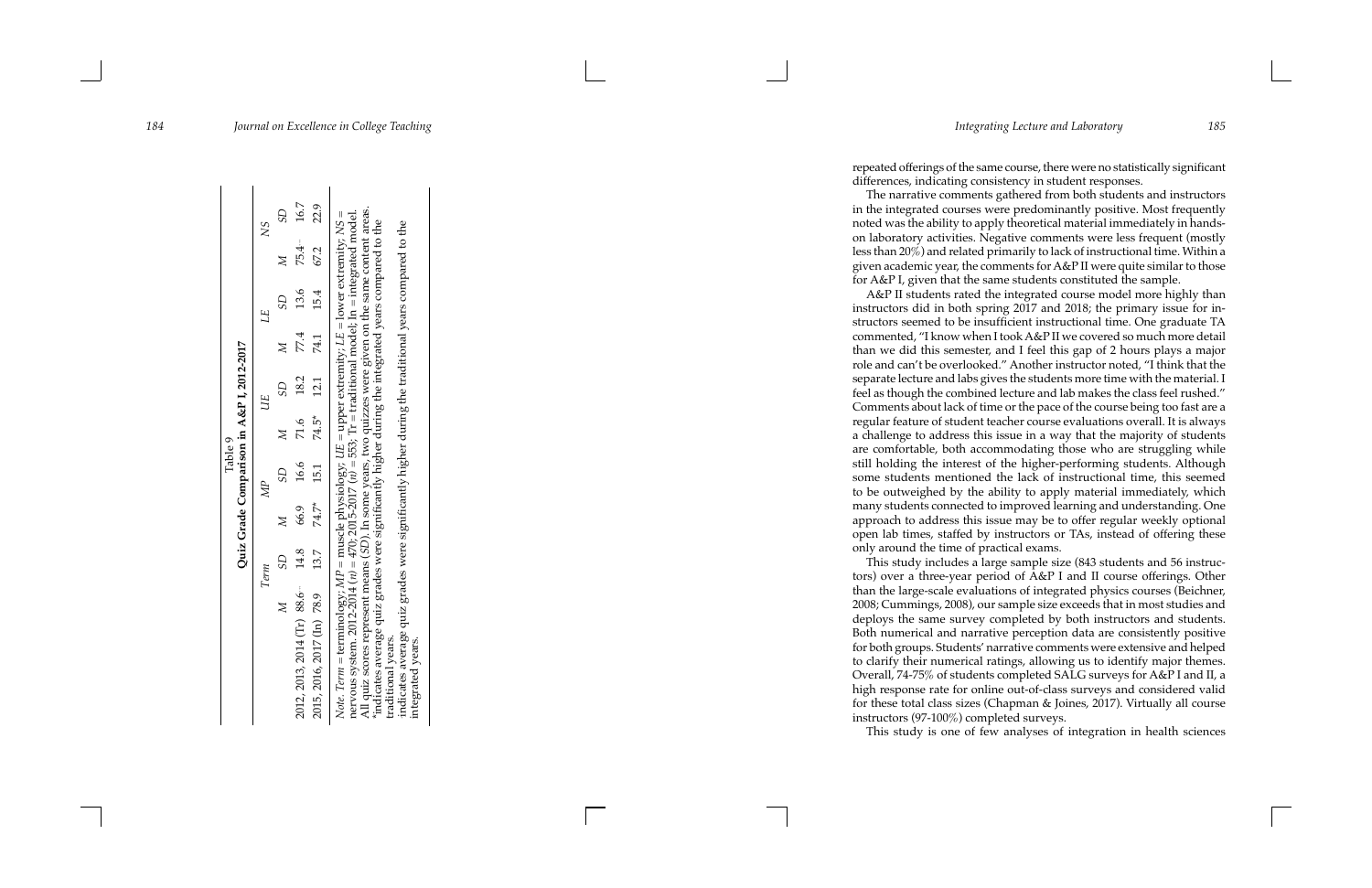Table 9

**Quiz Grade Comparison in A&P I, 2012-2017**

| | *Term* | | *MP* | | *UE* | | *LE* | | *NS* | |
|---|---|---|---|---|---|---|---|---|---|---|
| | *M* | *SD* | *M* | *SD* | *M* | *SD* | *M* | *SD* | *M* | *SD* |
| 2012, 2013, 2014 (Tr) | 88.6⁻ | 14.8 | 66.9 | 16.6 | 71.6 | 18.2 | 77.4 | 13.6 | 75.4⁻ | 16.7 |
| 2015, 2016, 2017 (In) | 78.9 | 13.7 | 74.7* | 15.1 | 74.5* | 12.1 | 74.1 | 15.4 | 67.2 | 22.9 |

*Note. Term* = terminology; *MP* = muscle physiology; *UE* = upper extremity; *LE* = lower extremity; *NS* = nervous system. 2012-2014 (*n*) = 470; 2015-2017 (*n*) = 553; Tr = traditional model; In = integrated model. All quiz scores represent means (*SD*). In some years, two quizzes were given on the same content areas.
*indicates average quiz grades were significantly higher during the integrated years compared to the traditional years.
⁻indicates average quiz grades were significantly higher during the traditional years compared to the integrated years.

repeated offerings of the same course, there were no statistically significant differences, indicating consistency in student responses.

The narrative comments gathered from both students and instructors in the integrated courses were predominantly positive. Most frequently noted was the ability to apply theoretical material immediately in hands-on laboratory activities. Negative comments were less frequent (mostly less than 20%) and related primarily to lack of instructional time. Within a given academic year, the comments for A&P II were quite similar to those for A&P I, given that the same students constituted the sample.

A&P II students rated the integrated course model more highly than instructors did in both spring 2017 and 2018; the primary issue for instructors seemed to be insufficient instructional time. One graduate TA commented, "I know when I took A&P II we covered so much more detail than we did this semester, and I feel this gap of 2 hours plays a major role and can't be overlooked." Another instructor noted, "I think that the separate lecture and labs gives the students more time with the material. I feel as though the combined lecture and lab makes the class feel rushed." Comments about lack of time or the pace of the course being too fast are a regular feature of student teacher course evaluations overall. It is always a challenge to address this issue in a way that the majority of students are comfortable, both accommodating those who are struggling while still holding the interest of the higher-performing students. Although some students mentioned the lack of instructional time, this seemed to be outweighed by the ability to apply material immediately, which many students connected to improved learning and understanding. One approach to address this issue may be to offer regular weekly optional open lab times, staffed by instructors or TAs, instead of offering these only around the time of practical exams.

This study includes a large sample size (843 students and 56 instructors) over a three-year period of A&P I and II course offerings. Other than the large-scale evaluations of integrated physics courses (Beichner, 2008; Cummings, 2008), our sample size exceeds that in most studies and deploys the same survey completed by both instructors and students. Both numerical and narrative perception data are consistently positive for both groups. Students' narrative comments were extensive and helped to clarify their numerical ratings, allowing us to identify major themes. Overall, 74-75% of students completed SALG surveys for A&P I and II, a high response rate for online out-of-class surveys and considered valid for these total class sizes (Chapman & Joines, 2017). Virtually all course instructors (97-100%) completed surveys.

This study is one of few analyses of integration in health sciences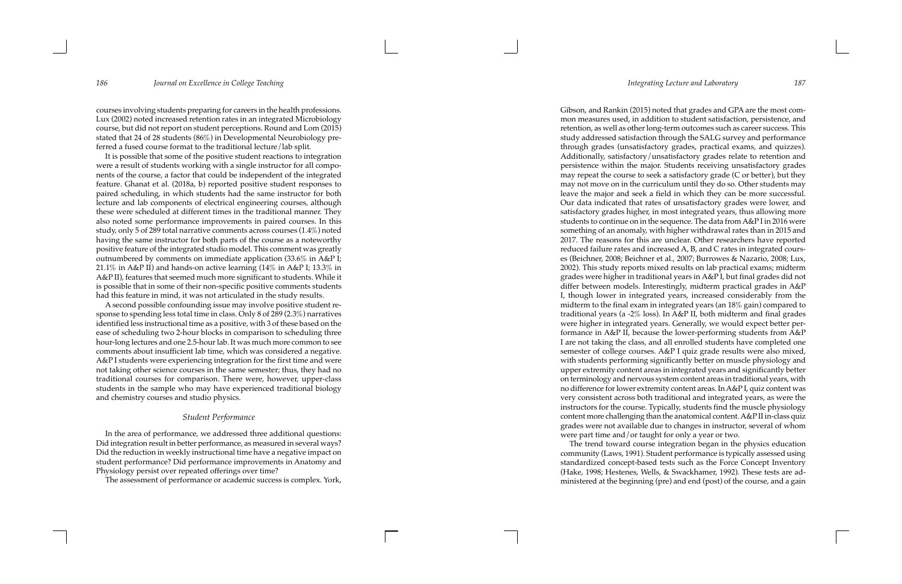courses involving students preparing for careers in the health professions. Lux (2002) noted increased retention rates in an integrated Microbiology course, but did not report on student perceptions. Round and Lom (2015) stated that 24 of 28 students (86%) in Developmental Neurobiology preferred a fused course format to the traditional lecture/lab split.

It is possible that some of the positive student reactions to integration were a result of students working with a single instructor for all components of the course, a factor that could be independent of the integrated feature. Ghanat et al. (2018a, b) reported positive student responses to paired scheduling, in which students had the same instructor for both lecture and lab components of electrical engineering courses, although these were scheduled at different times in the traditional manner. They also noted some performance improvements in paired courses. In this study, only 5 of 289 total narrative comments across courses (1.4%) noted having the same instructor for both parts of the course as a noteworthy positive feature of the integrated studio model. This comment was greatly outnumbered by comments on immediate application (33.6% in A&P I; 21.1% in A&P II) and hands-on active learning (14% in A&P I; 13.3% in A&P II), features that seemed much more significant to students. While it is possible that in some of their non-specific positive comments students had this feature in mind, it was not articulated in the study results.

A second possible confounding issue may involve positive student response to spending less total time in class. Only 8 of 289 (2.3%) narratives identified less instructional time as a positive, with 3 of these based on the ease of scheduling two 2-hour blocks in comparison to scheduling three hour-long lectures and one 2.5-hour lab. It was much more common to see comments about insufficient lab time, which was considered a negative. A&P I students were experiencing integration for the first time and were not taking other science courses in the same semester; thus, they had no traditional courses for comparison. There were, however, upper-class students in the sample who may have experienced traditional biology and chemistry courses and studio physics.

### *Student Performance*

In the area of performance, we addressed three additional questions: Did integration result in better performance, as measured in several ways? Did the reduction in weekly instructional time have a negative impact on student performance? Did performance improvements in Anatomy and Physiology persist over repeated offerings over time?

The assessment of performance or academic success is complex. York, Gibson, and Rankin (2015) noted that grades and GPA are the most common measures used, in addition to student satisfaction, persistence, and retention, as well as other long-term outcomes such as career success. This study addressed satisfaction through the SALG survey and performance through grades (unsatisfactory grades, practical exams, and quizzes). Additionally, satisfactory/unsatisfactory grades relate to retention and persistence within the major. Students receiving unsatisfactory grades may repeat the course to seek a satisfactory grade (C or better), but they may not move on in the curriculum until they do so. Other students may leave the major and seek a field in which they can be more successful. Our data indicated that rates of unsatisfactory grades were lower, and satisfactory grades higher, in most integrated years, thus allowing more students to continue on in the sequence. The data from A&P I in 2016 were something of an anomaly, with higher withdrawal rates than in 2015 and 2017. The reasons for this are unclear. Other researchers have reported reduced failure rates and increased A, B, and C rates in integrated courses (Beichner, 2008; Beichner et al., 2007; Burrowes & Nazario, 2008; Lux, 2002). This study reports mixed results on lab practical exams; midterm grades were higher in traditional years in A&P I, but final grades did not differ between models. Interestingly, midterm practical grades in A&P I, though lower in integrated years, increased considerably from the midterm to the final exam in integrated years (an 18% gain) compared to traditional years (a -2% loss). In A&P II, both midterm and final grades were higher in integrated years. Generally, we would expect better performance in A&P II, because the lower-performing students from A&P I are not taking the class, and all enrolled students have completed one semester of college courses. A&P I quiz grade results were also mixed, with students performing significantly better on muscle physiology and upper extremity content areas in integrated years and significantly better on terminology and nervous system content areas in traditional years, with no difference for lower extremity content areas. In A&P I, quiz content was very consistent across both traditional and integrated years, as were the instructors for the course. Typically, students find the muscle physiology content more challenging than the anatomical content. A&P II in-class quiz grades were not available due to changes in instructor, several of whom were part time and/or taught for only a year or two.

The trend toward course integration began in the physics education community (Laws, 1991). Student performance is typically assessed using standardized concept-based tests such as the Force Concept Inventory (Hake, 1998; Hestenes, Wells, & Swackhamer, 1992). These tests are administered at the beginning (pre) and end (post) of the course, and a gain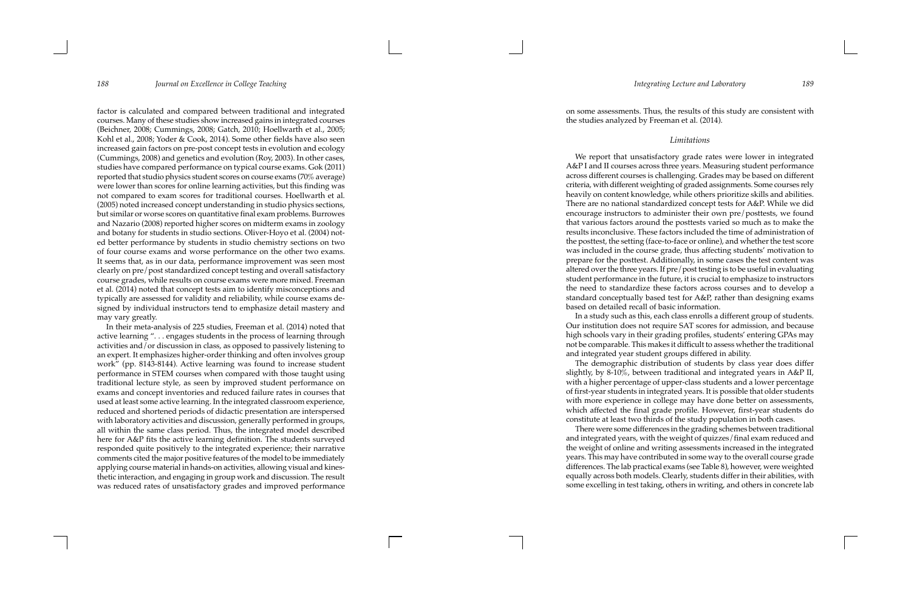factor is calculated and compared between traditional and integrated courses. Many of these studies show increased gains in integrated courses (Beichner, 2008; Cummings, 2008; Gatch, 2010; Hoellwarth et al., 2005; Kohl et al., 2008; Yoder & Cook, 2014). Some other fields have also seen increased gain factors on pre-post concept tests in evolution and ecology (Cummings, 2008) and genetics and evolution (Roy, 2003). In other cases, studies have compared performance on typical course exams. Gok (2011) reported that studio physics student scores on course exams (70% average) were lower than scores for online learning activities, but this finding was not compared to exam scores for traditional courses. Hoellwarth et al. (2005) noted increased concept understanding in studio physics sections, but similar or worse scores on quantitative final exam problems. Burrowes and Nazario (2008) reported higher scores on midterm exams in zoology and botany for students in studio sections. Oliver-Hoyo et al. (2004) noted better performance by students in studio chemistry sections on two of four course exams and worse performance on the other two exams. It seems that, as in our data, performance improvement was seen most clearly on pre/post standardized concept testing and overall satisfactory course grades, while results on course exams were more mixed. Freeman et al. (2014) noted that concept tests aim to identify misconceptions and typically are assessed for validity and reliability, while course exams designed by individual instructors tend to emphasize detail mastery and may vary greatly.

In their meta-analysis of 225 studies, Freeman et al. (2014) noted that active learning ". . . engages students in the process of learning through activities and/or discussion in class, as opposed to passively listening to an expert. It emphasizes higher-order thinking and often involves group work" (pp. 8143-8144). Active learning was found to increase student performance in STEM courses when compared with those taught using traditional lecture style, as seen by improved student performance on exams and concept inventories and reduced failure rates in courses that used at least some active learning. In the integrated classroom experience, reduced and shortened periods of didactic presentation are interspersed with laboratory activities and discussion, generally performed in groups, all within the same class period. Thus, the integrated model described here for A&P fits the active learning definition. The students surveyed responded quite positively to the integrated experience; their narrative comments cited the major positive features of the model to be immediately applying course material in hands-on activities, allowing visual and kinesthetic interaction, and engaging in group work and discussion. The result was reduced rates of unsatisfactory grades and improved performance on some assessments. Thus, the results of this study are consistent with the studies analyzed by Freeman et al. (2014).

### *Limitations*

We report that unsatisfactory grade rates were lower in integrated A&P I and II courses across three years. Measuring student performance across different courses is challenging. Grades may be based on different criteria, with different weighting of graded assignments. Some courses rely heavily on content knowledge, while others prioritize skills and abilities. There are no national standardized concept tests for A&P. While we did encourage instructors to administer their own pre/posttests, we found that various factors around the posttests varied so much as to make the results inconclusive. These factors included the time of administration of the posttest, the setting (face-to-face or online), and whether the test score was included in the course grade, thus affecting students' motivation to prepare for the posttest. Additionally, in some cases the test content was altered over the three years. If pre/post testing is to be useful in evaluating student performance in the future, it is crucial to emphasize to instructors the need to standardize these factors across courses and to develop a standard conceptually based test for A&P, rather than designing exams based on detailed recall of basic information.

In a study such as this, each class enrolls a different group of students. Our institution does not require SAT scores for admission, and because high schools vary in their grading profiles, students' entering GPAs may not be comparable. This makes it difficult to assess whether the traditional and integrated year student groups differed in ability.

The demographic distribution of students by class year does differ slightly, by 8-10%, between traditional and integrated years in A&P II, with a higher percentage of upper-class students and a lower percentage of first-year students in integrated years. It is possible that older students with more experience in college may have done better on assessments, which affected the final grade profile. However, first-year students do constitute at least two thirds of the study population in both cases.

There were some differences in the grading schemes between traditional and integrated years, with the weight of quizzes/final exam reduced and the weight of online and writing assessments increased in the integrated years. This may have contributed in some way to the overall course grade differences. The lab practical exams (see Table 8), however, were weighted equally across both models. Clearly, students differ in their abilities, with some excelling in test taking, others in writing, and others in concrete lab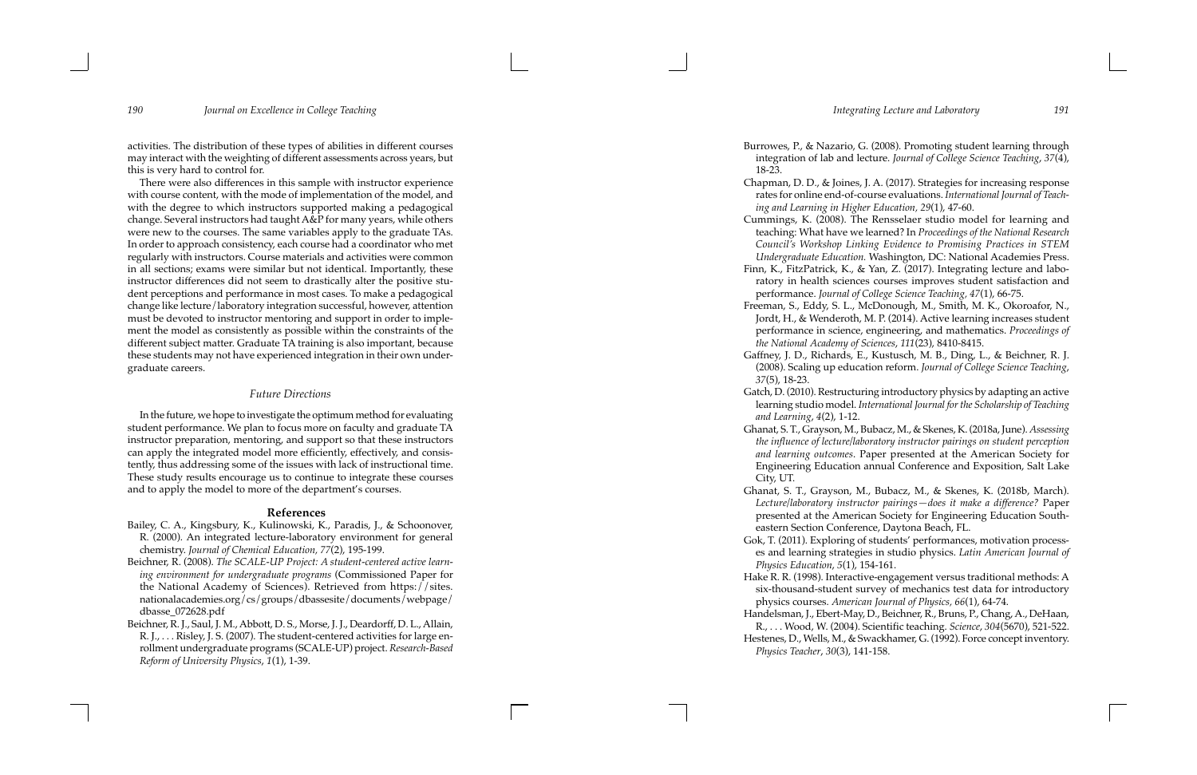activities. The distribution of these types of abilities in different courses may interact with the weighting of different assessments across years, but this is very hard to control for.

There were also differences in this sample with instructor experience with course content, with the mode of implementation of the model, and with the degree to which instructors supported making a pedagogical change. Several instructors had taught A&P for many years, while others were new to the courses. The same variables apply to the graduate TAs. In order to approach consistency, each course had a coordinator who met regularly with instructors. Course materials and activities were common in all sections; exams were similar but not identical. Importantly, these instructor differences did not seem to drastically alter the positive student perceptions and performance in most cases. To make a pedagogical change like lecture/laboratory integration successful, however, attention must be devoted to instructor mentoring and support in order to implement the model as consistently as possible within the constraints of the different subject matter. Graduate TA training is also important, because these students may not have experienced integration in their own undergraduate careers.

### *Future Directions*

In the future, we hope to investigate the optimum method for evaluating student performance. We plan to focus more on faculty and graduate TA instructor preparation, mentoring, and support so that these instructors can apply the integrated model more efficiently, effectively, and consistently, thus addressing some of the issues with lack of instructional time. These study results encourage us to continue to integrate these courses and to apply the model to more of the department's courses.

## References

Bailey, C. A., Kingsbury, K., Kulinowski, K., Paradis, J., & Schoonover, R. (2000). An integrated lecture-laboratory environment for general chemistry. *Journal of Chemical Education*, *77*(2), 195-199.

Beichner, R. (2008). *The SCALE-UP Project: A student-centered active learning environment for undergraduate programs* (Commissioned Paper for the National Academy of Sciences). Retrieved from https://sites.nationalacademies.org/cs/groups/dbassesite/documents/webpage/dbasse_072628.pdf

Beichner, R. J., Saul, J. M., Abbott, D. S., Morse, J. J., Deardorff, D. L., Allain, R. J., . . . Risley, J. S. (2007). The student-centered activities for large enrollment undergraduate programs (SCALE-UP) project. *Research-Based Reform of University Physics*, *1*(1), 1-39.

Burrowes, P., & Nazario, G. (2008). Promoting student learning through integration of lab and lecture. *Journal of College Science Teaching*, *37*(4), 18-23.

Chapman, D. D., & Joines, J. A. (2017). Strategies for increasing response rates for online end-of-course evaluations. *International Journal of Teaching and Learning in Higher Education*, *29*(1), 47-60.

Cummings, K. (2008). The Rensselaer studio model for learning and teaching: What have we learned? In *Proceedings of the National Research Council's Workshop Linking Evidence to Promising Practices in STEM Undergraduate Education*. Washington, DC: National Academies Press.

Finn, K., FitzPatrick, K., & Yan, Z. (2017). Integrating lecture and laboratory in health sciences courses improves student satisfaction and performance. *Journal of College Science Teaching*, *47*(1), 66-75.

Freeman, S., Eddy, S. L., McDonough, M., Smith, M. K., Okoroafor, N., Jordt, H., & Wenderoth, M. P. (2014). Active learning increases student performance in science, engineering, and mathematics. *Proceedings of the National Academy of Sciences*, *111*(23), 8410-8415.

Gaffney, J. D., Richards, E., Kustusch, M. B., Ding, L., & Beichner, R. J. (2008). Scaling up education reform. *Journal of College Science Teaching*, *37*(5), 18-23.

Gatch, D. (2010). Restructuring introductory physics by adapting an active learning studio model. *International Journal for the Scholarship of Teaching and Learning*, *4*(2), 1-12.

Ghanat, S. T., Grayson, M., Bubacz, M., & Skenes, K. (2018a, June). *Assessing the influence of lecture/laboratory instructor pairings on student perception and learning outcomes.* Paper presented at the American Society for Engineering Education annual Conference and Exposition, Salt Lake City, UT.

Ghanat, S. T., Grayson, M., Bubacz, M., & Skenes, K. (2018b, March). *Lecture/laboratory instructor pairings—does it make a difference?* Paper presented at the American Society for Engineering Education Southeastern Section Conference, Daytona Beach, FL.

Gok, T. (2011). Exploring of students' performances, motivation processes and learning strategies in studio physics. *Latin American Journal of Physics Education*, *5*(1), 154-161.

Hake R. R. (1998). Interactive-engagement versus traditional methods: A six-thousand-student survey of mechanics test data for introductory physics courses. *American Journal of Physics*, *66*(1), 64-74.

Handelsman, J., Ebert-May, D., Beichner, R., Bruns, P., Chang, A., DeHaan, R., . . . Wood, W. (2004). Scientific teaching. *Science*, *304*(5670), 521-522.

Hestenes, D., Wells, M., & Swackhamer, G. (1992). Force concept inventory. *Physics Teacher*, *30*(3), 141-158.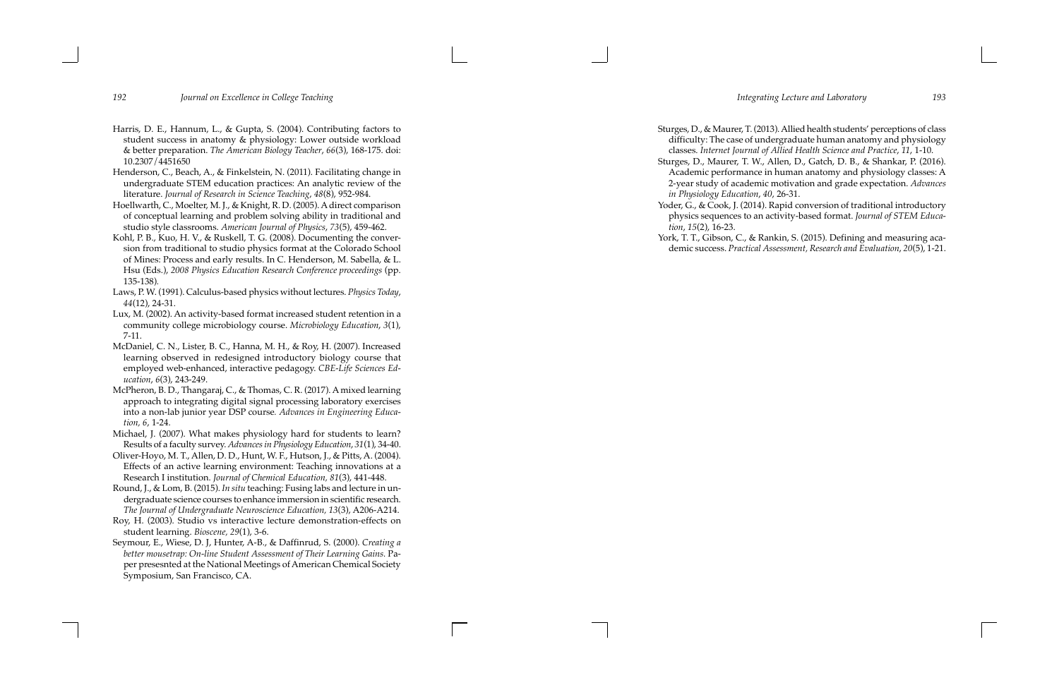Harris, D. E., Hannum, L., & Gupta, S. (2004). Contributing factors to student success in anatomy & physiology: Lower outside workload & better preparation. *The American Biology Teacher*, *66*(3), 168-175. doi: 10.2307/4451650

Henderson, C., Beach, A., & Finkelstein, N. (2011). Facilitating change in undergraduate STEM education practices: An analytic review of the literature. *Journal of Research in Science Teaching*, *48*(8), 952-984.

Hoellwarth, C., Moelter, M. J., & Knight, R. D. (2005). A direct comparison of conceptual learning and problem solving ability in traditional and studio style classrooms. *American Journal of Physics*, *73*(5), 459-462.

Kohl, P. B., Kuo, H. V., & Ruskell, T. G. (2008). Documenting the conversion from traditional to studio physics format at the Colorado School of Mines: Process and early results. In C. Henderson, M. Sabella, & L. Hsu (Eds.), *2008 Physics Education Research Conference proceedings* (pp. 135-138).

Laws, P. W. (1991). Calculus-based physics without lectures. *Physics Today*, *44*(12), 24-31.

Lux, M. (2002). An activity-based format increased student retention in a community college microbiology course. *Microbiology Education*, *3*(1), 7-11.

McDaniel, C. N., Lister, B. C., Hanna, M. H., & Roy, H. (2007). Increased learning observed in redesigned introductory biology course that employed web-enhanced, interactive pedagogy. *CBE-Life Sciences Education*, *6*(3), 243-249.

McPheron, B. D., Thangaraj, C., & Thomas, C. R. (2017). A mixed learning approach to integrating digital signal processing laboratory exercises into a non-lab junior year DSP course. *Advances in Engineering Education*, *6*, 1-24.

Michael, J. (2007). What makes physiology hard for students to learn? Results of a faculty survey. *Advances in Physiology Education*, *31*(1), 34-40.

Oliver-Hoyo, M. T., Allen, D. D., Hunt, W. F., Hutson, J., & Pitts, A. (2004). Effects of an active learning environment: Teaching innovations at a Research I institution. *Journal of Chemical Education*, *81*(3), 441-448.

Round, J., & Lom, B. (2015). *In situ* teaching: Fusing labs and lecture in undergraduate science courses to enhance immersion in scientific research. *The Journal of Undergraduate Neuroscience Education*, *13*(3), A206-A214.

Roy, H. (2003). Studio vs interactive lecture demonstration-effects on student learning. *Bioscene*, *29*(1), 3-6.

Seymour, E., Wiese, D. J, Hunter, A-B., & Daffinrud, S. (2000). *Creating a better mousetrap: On-line Student Assessment of Their Learning Gains.* Paper presesnted at the National Meetings of American Chemical Society Symposium, San Francisco, CA.

Sturges, D., & Maurer, T. (2013). Allied health students' perceptions of class difficulty: The case of undergraduate human anatomy and physiology classes. *Internet Journal of Allied Health Science and Practice*, *11*, 1-10.

Sturges, D., Maurer, T. W., Allen, D., Gatch, D. B., & Shankar, P. (2016). Academic performance in human anatomy and physiology classes: A 2-year study of academic motivation and grade expectation. *Advances in Physiology Education*, *40*, 26-31.

Yoder, G., & Cook, J. (2014). Rapid conversion of traditional introductory physics sequences to an activity-based format. *Journal of STEM Education*, *15*(2), 16-23.

York, T. T., Gibson, C., & Rankin, S. (2015). Defining and measuring academic success. *Practical Assessment, Research and Evaluation*, *20*(5), 1-21.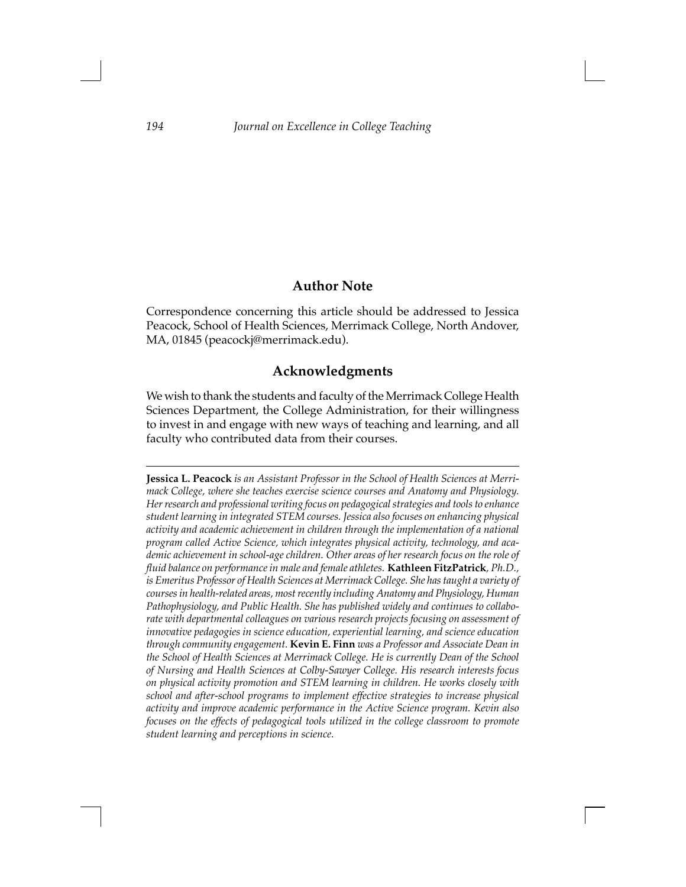## Author Note

Correspondence concerning this article should be addressed to Jessica Peacock, School of Health Sciences, Merrimack College, North Andover, MA, 01845 (peacockj@merrimack.edu).

## Acknowledgments

We wish to thank the students and faculty of the Merrimack College Health Sciences Department, the College Administration, for their willingness to invest in and engage with new ways of teaching and learning, and all faculty who contributed data from their courses.

---

**Jessica L. Peacock** *is an Assistant Professor in the School of Health Sciences at Merrimack College, where she teaches exercise science courses and Anatomy and Physiology. Her research and professional writing focus on pedagogical strategies and tools to enhance student learning in integrated STEM courses. Jessica also focuses on enhancing physical activity and academic achievement in children through the implementation of a national program called Active Science, which integrates physical activity, technology, and academic achievement in school-age children. Other areas of her research focus on the role of fluid balance on performance in male and female athletes.* **Kathleen FitzPatrick**, *Ph.D., is Emeritus Professor of Health Sciences at Merrimack College. She has taught a variety of courses in health-related areas, most recently including Anatomy and Physiology, Human Pathophysiology, and Public Health. She has published widely and continues to collaborate with departmental colleagues on various research projects focusing on assessment of innovative pedagogies in science education, experiential learning, and science education through community engagement.* **Kevin E. Finn** *was a Professor and Associate Dean in the School of Health Sciences at Merrimack College. He is currently Dean of the School of Nursing and Health Sciences at Colby-Sawyer College. His research interests focus on physical activity promotion and STEM learning in children. He works closely with school and after-school programs to implement effective strategies to increase physical activity and improve academic performance in the Active Science program. Kevin also focuses on the effects of pedagogical tools utilized in the college classroom to promote student learning and perceptions in science.*